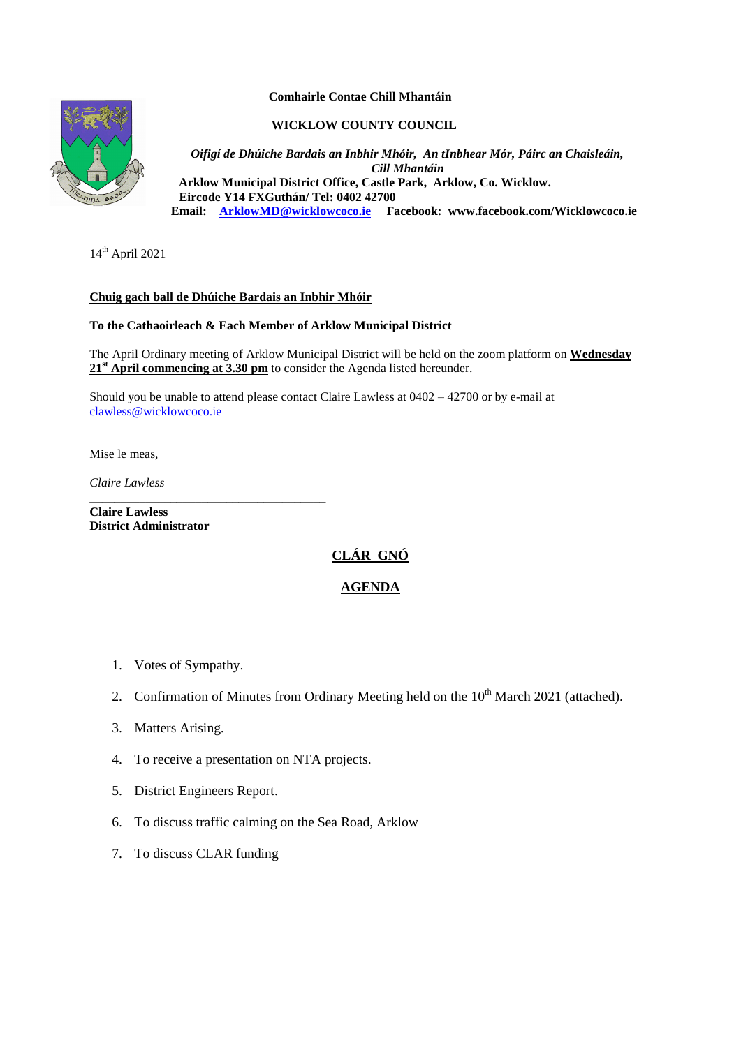**Comhairle Contae Chill Mhantáin**

**WICKLOW COUNTY COUNCIL**

***Oifigí de Dhúiche Bardais an Inbhir Mhóir, An tInbhear Mór, Páirc an Chaisleáin, Cill Mhantáin***
**Arklow Municipal District Office, Castle Park, Arklow, Co. Wicklow.**
**Eircode Y14 FXGuthán/ Tel: 0402 42700**
**Email: ArklowMD@wicklowcoco.ie Facebook: www.facebook.com/Wicklowcoco.ie**

14th April 2021

**Chuig gach ball de Dhúiche Bardais an Inbhir Mhóir**

**To the Cathaoirleach & Each Member of Arklow Municipal District**

The April Ordinary meeting of Arklow Municipal District will be held on the zoom platform on **Wednesday 21st April commencing at 3.30 pm** to consider the Agenda listed hereunder.

Should you be unable to attend please contact Claire Lawless at 0402 – 42700 or by e-mail at clawless@wicklowcoco.ie

Mise le meas,

*Claire Lawless*

______________________________________

**Claire Lawless**
**District Administrator**

## CLÁR GNÓ

## AGENDA

1. Votes of Sympathy.
2. Confirmation of Minutes from Ordinary Meeting held on the 10th March 2021 (attached).
3. Matters Arising.
4. To receive a presentation on NTA projects.
5. District Engineers Report.
6. To discuss traffic calming on the Sea Road, Arklow
7. To discuss CLAR funding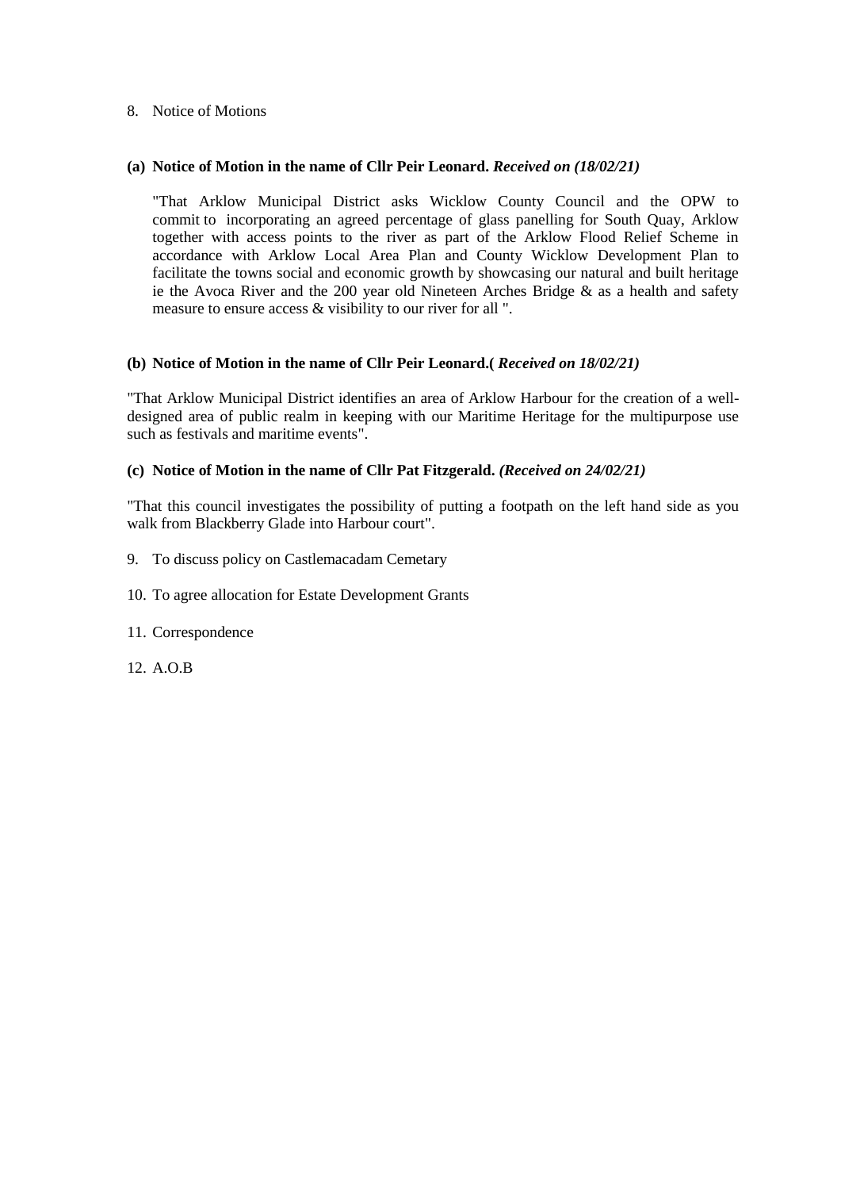8. Notice of Motions

**(a) Notice of Motion in the name of Cllr Peir Leonard.** ***Received on (18/02/21)***

"That Arklow Municipal District asks Wicklow County Council and the OPW to commit to incorporating an agreed percentage of glass panelling for South Quay, Arklow together with access points to the river as part of the Arklow Flood Relief Scheme in accordance with Arklow Local Area Plan and County Wicklow Development Plan to facilitate the towns social and economic growth by showcasing our natural and built heritage ie the Avoca River and the 200 year old Nineteen Arches Bridge & as a health and safety measure to ensure access & visibility to our river for all ".

**(b) Notice of Motion in the name of Cllr Peir Leonard.(** ***Received on 18/02/21)***

"That Arklow Municipal District identifies an area of Arklow Harbour for the creation of a well-designed area of public realm in keeping with our Maritime Heritage for the multipurpose use such as festivals and maritime events".

**(c) Notice of Motion in the name of Cllr Pat Fitzgerald.** ***(Received on 24/02/21)***

"That this council investigates the possibility of putting a footpath on the left hand side as you walk from Blackberry Glade into Harbour court".

9. To discuss policy on Castlemacadam Cemetary

10. To agree allocation for Estate Development Grants

11. Correspondence

12. A.O.B